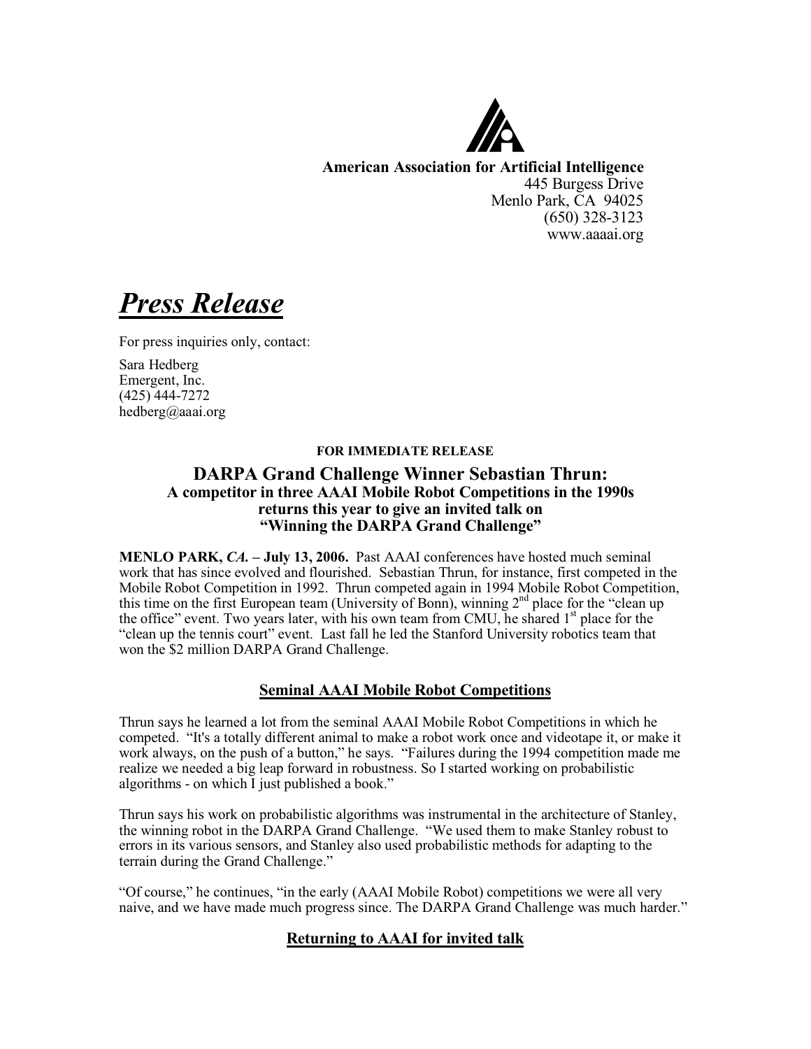**American Association for Artificial Intelligence**
445 Burgess Drive
Menlo Park, CA 94025
(650) 328-3123
www.aaaai.org

# ***Press Release***

For press inquiries only, contact:

Sara Hedberg
Emergent, Inc.
(425) 444-7272
hedberg@aaai.org

**FOR IMMEDIATE RELEASE**

## DARPA Grand Challenge Winner Sebastian Thrun:
### A competitor in three AAAI Mobile Robot Competitions in the 1990s returns this year to give an invited talk on "Winning the DARPA Grand Challenge"

**MENLO PARK, *CA.* – July 13, 2006.** Past AAAI conferences have hosted much seminal work that has since evolved and flourished. Sebastian Thrun, for instance, first competed in the Mobile Robot Competition in 1992. Thrun competed again in 1994 Mobile Robot Competition, this time on the first European team (University of Bonn), winning 2nd place for the "clean up the office" event. Two years later, with his own team from CMU, he shared 1st place for the "clean up the tennis court" event. Last fall he led the Stanford University robotics team that won the $2 million DARPA Grand Challenge.

### Seminal AAAI Mobile Robot Competitions

Thrun says he learned a lot from the seminal AAAI Mobile Robot Competitions in which he competed. "It's a totally different animal to make a robot work once and videotape it, or make it work always, on the push of a button," he says. "Failures during the 1994 competition made me realize we needed a big leap forward in robustness. So I started working on probabilistic algorithms - on which I just published a book."

Thrun says his work on probabilistic algorithms was instrumental in the architecture of Stanley, the winning robot in the DARPA Grand Challenge. "We used them to make Stanley robust to errors in its various sensors, and Stanley also used probabilistic methods for adapting to the terrain during the Grand Challenge."

"Of course," he continues, "in the early (AAAI Mobile Robot) competitions we were all very naive, and we have made much progress since. The DARPA Grand Challenge was much harder."

### Returning to AAAI for invited talk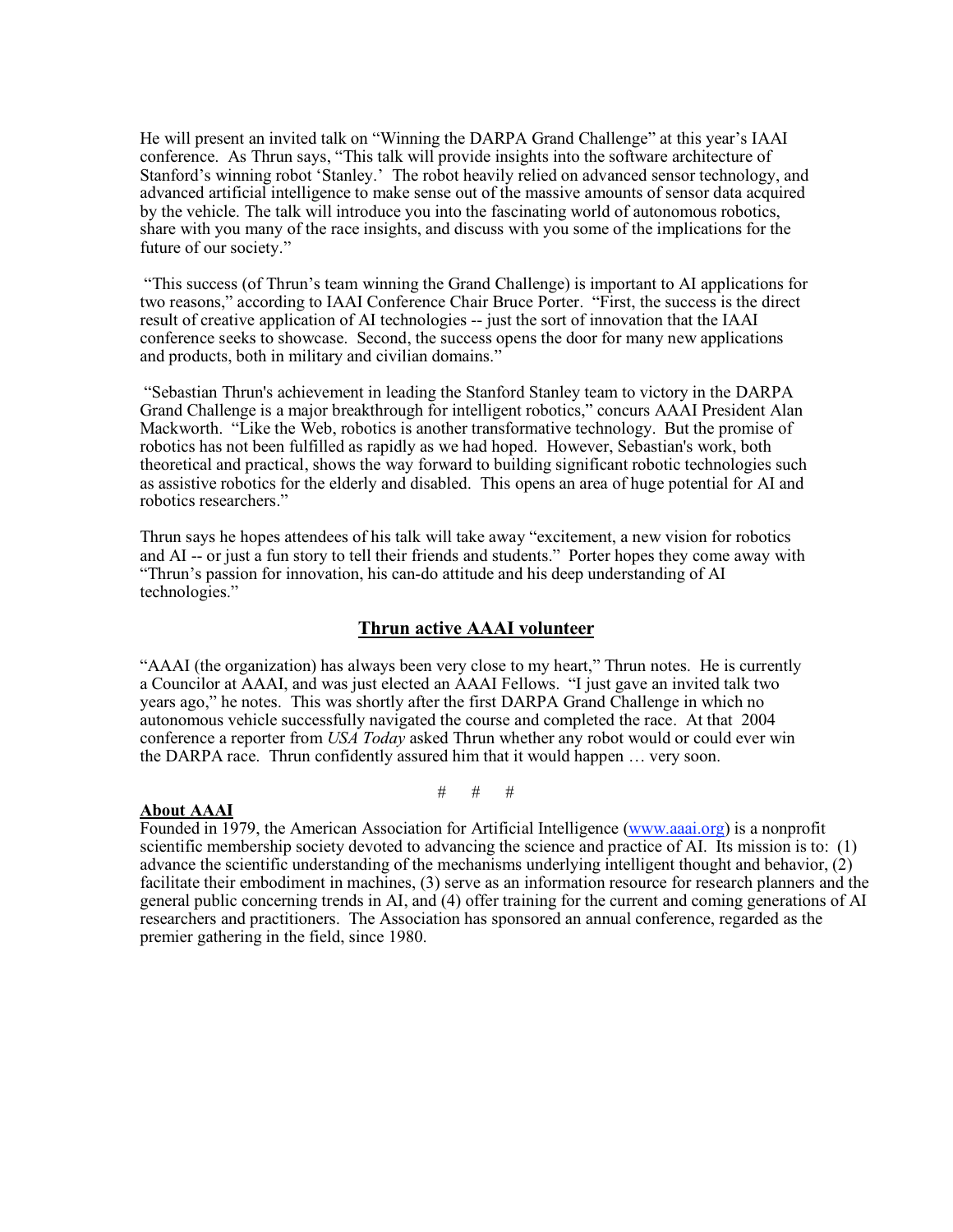He will present an invited talk on "Winning the DARPA Grand Challenge" at this year's IAAI conference. As Thrun says, "This talk will provide insights into the software architecture of Stanford's winning robot 'Stanley.' The robot heavily relied on advanced sensor technology, and advanced artificial intelligence to make sense out of the massive amounts of sensor data acquired by the vehicle. The talk will introduce you into the fascinating world of autonomous robotics, share with you many of the race insights, and discuss with you some of the implications for the future of our society."

"This success (of Thrun's team winning the Grand Challenge) is important to AI applications for two reasons," according to IAAI Conference Chair Bruce Porter. "First, the success is the direct result of creative application of AI technologies -- just the sort of innovation that the IAAI conference seeks to showcase. Second, the success opens the door for many new applications and products, both in military and civilian domains."

"Sebastian Thrun's achievement in leading the Stanford Stanley team to victory in the DARPA Grand Challenge is a major breakthrough for intelligent robotics," concurs AAAI President Alan Mackworth. "Like the Web, robotics is another transformative technology. But the promise of robotics has not been fulfilled as rapidly as we had hoped. However, Sebastian's work, both theoretical and practical, shows the way forward to building significant robotic technologies such as assistive robotics for the elderly and disabled. This opens an area of huge potential for AI and robotics researchers."

Thrun says he hopes attendees of his talk will take away "excitement, a new vision for robotics and AI -- or just a fun story to tell their friends and students." Porter hopes they come away with "Thrun's passion for innovation, his can-do attitude and his deep understanding of AI technologies."

## Thrun active AAAI volunteer

"AAAI (the organization) has always been very close to my heart," Thrun notes. He is currently a Councilor at AAAI, and was just elected an AAAI Fellows. "I just gave an invited talk two years ago," he notes. This was shortly after the first DARPA Grand Challenge in which no autonomous vehicle successfully navigated the course and completed the race. At that 2004 conference a reporter from *USA Today* asked Thrun whether any robot would or could ever win the DARPA race. Thrun confidently assured him that it would happen … very soon.

# # #

**About AAAI**

Founded in 1979, the American Association for Artificial Intelligence (www.aaai.org) is a nonprofit scientific membership society devoted to advancing the science and practice of AI. Its mission is to: (1) advance the scientific understanding of the mechanisms underlying intelligent thought and behavior, (2) facilitate their embodiment in machines, (3) serve as an information resource for research planners and the general public concerning trends in AI, and (4) offer training for the current and coming generations of AI researchers and practitioners. The Association has sponsored an annual conference, regarded as the premier gathering in the field, since 1980.